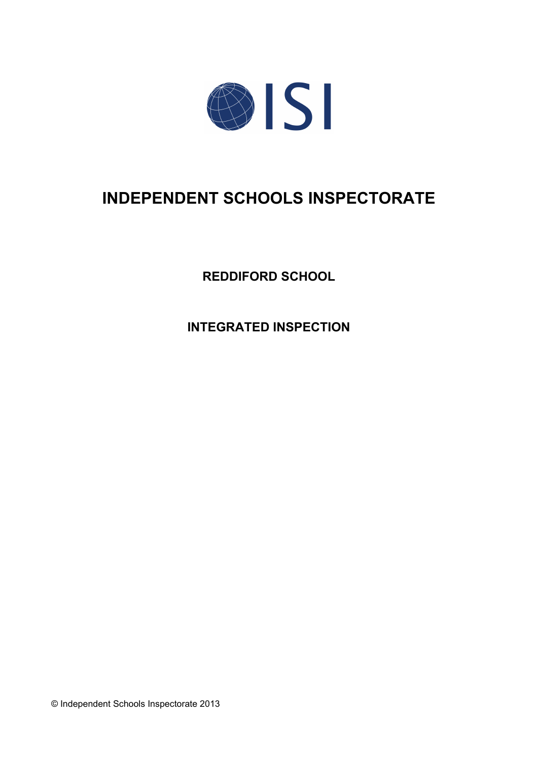ISI

# INDEPENDENT SCHOOLS INSPECTORATE

## REDDIFORD SCHOOL

## INTEGRATED INSPECTION

© Independent Schools Inspectorate 2013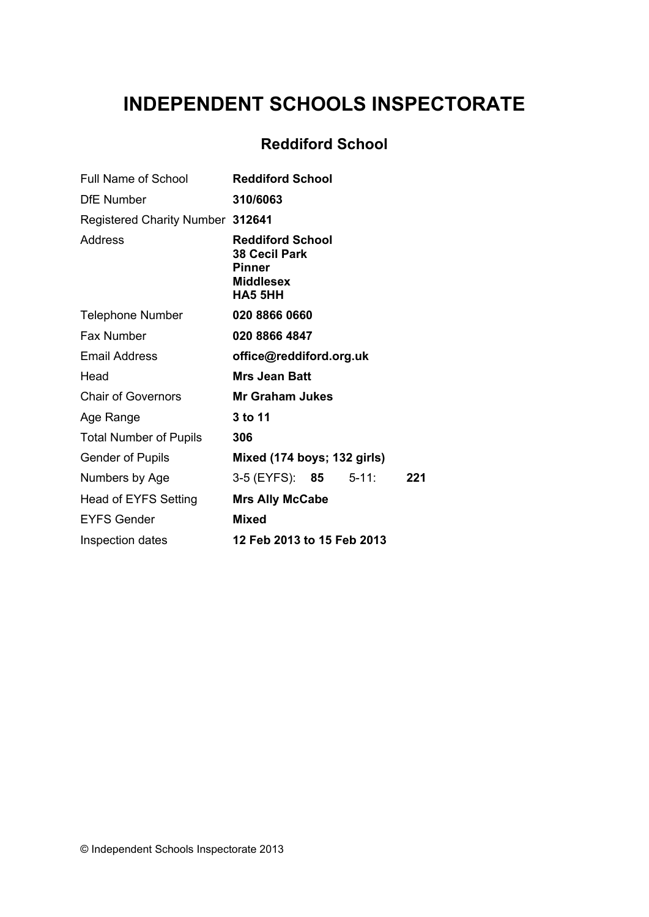# INDEPENDENT SCHOOLS INSPECTORATE

## Reddiford School

| | |
|---|---|
| Full Name of School | **Reddiford School** |
| DfE Number | **310/6063** |
| Registered Charity Number | **312641** |
| Address | **Reddiford School**<br>**38 Cecil Park**<br>**Pinner**<br>**Middlesex**<br>**HA5 5HH** |
| Telephone Number | **020 8866 0660** |
| Fax Number | **020 8866 4847** |
| Email Address | **office@reddiford.org.uk** |
| Head | **Mrs Jean Batt** |
| Chair of Governors | **Mr Graham Jukes** |
| Age Range | **3 to 11** |
| Total Number of Pupils | **306** |
| Gender of Pupils | **Mixed (174 boys; 132 girls)** |
| Numbers by Age | 3-5 (EYFS): **85** 5-11: **221** |
| Head of EYFS Setting | **Mrs Ally McCabe** |
| EYFS Gender | **Mixed** |
| Inspection dates | **12 Feb 2013 to 15 Feb 2013** |

© Independent Schools Inspectorate 2013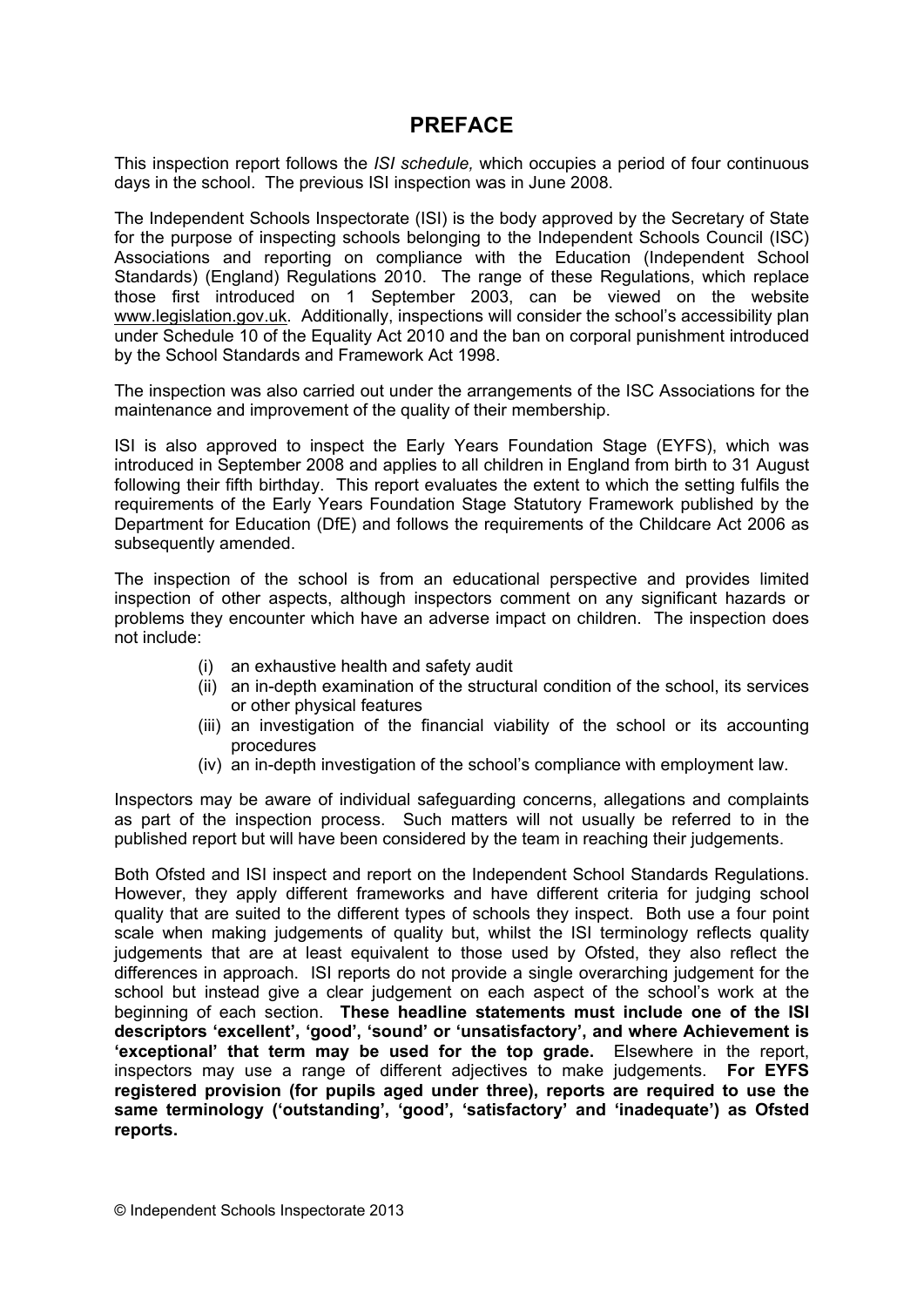# PREFACE

This inspection report follows the *ISI schedule,* which occupies a period of four continuous days in the school. The previous ISI inspection was in June 2008.

The Independent Schools Inspectorate (ISI) is the body approved by the Secretary of State for the purpose of inspecting schools belonging to the Independent Schools Council (ISC) Associations and reporting on compliance with the Education (Independent School Standards) (England) Regulations 2010. The range of these Regulations, which replace those first introduced on 1 September 2003, can be viewed on the website www.legislation.gov.uk. Additionally, inspections will consider the school's accessibility plan under Schedule 10 of the Equality Act 2010 and the ban on corporal punishment introduced by the School Standards and Framework Act 1998.

The inspection was also carried out under the arrangements of the ISC Associations for the maintenance and improvement of the quality of their membership.

ISI is also approved to inspect the Early Years Foundation Stage (EYFS), which was introduced in September 2008 and applies to all children in England from birth to 31 August following their fifth birthday. This report evaluates the extent to which the setting fulfils the requirements of the Early Years Foundation Stage Statutory Framework published by the Department for Education (DfE) and follows the requirements of the Childcare Act 2006 as subsequently amended.

The inspection of the school is from an educational perspective and provides limited inspection of other aspects, although inspectors comment on any significant hazards or problems they encounter which have an adverse impact on children. The inspection does not include:

(i) an exhaustive health and safety audit
(ii) an in-depth examination of the structural condition of the school, its services or other physical features
(iii) an investigation of the financial viability of the school or its accounting procedures
(iv) an in-depth investigation of the school's compliance with employment law.

Inspectors may be aware of individual safeguarding concerns, allegations and complaints as part of the inspection process. Such matters will not usually be referred to in the published report but will have been considered by the team in reaching their judgements.

Both Ofsted and ISI inspect and report on the Independent School Standards Regulations. However, they apply different frameworks and have different criteria for judging school quality that are suited to the different types of schools they inspect. Both use a four point scale when making judgements of quality but, whilst the ISI terminology reflects quality judgements that are at least equivalent to those used by Ofsted, they also reflect the differences in approach. ISI reports do not provide a single overarching judgement for the school but instead give a clear judgement on each aspect of the school's work at the beginning of each section. **These headline statements must include one of the ISI descriptors 'excellent', 'good', 'sound' or 'unsatisfactory', and where Achievement is 'exceptional' that term may be used for the top grade.** Elsewhere in the report, inspectors may use a range of different adjectives to make judgements. **For EYFS registered provision (for pupils aged under three), reports are required to use the same terminology ('outstanding', 'good', 'satisfactory' and 'inadequate') as Ofsted reports.**

© Independent Schools Inspectorate 2013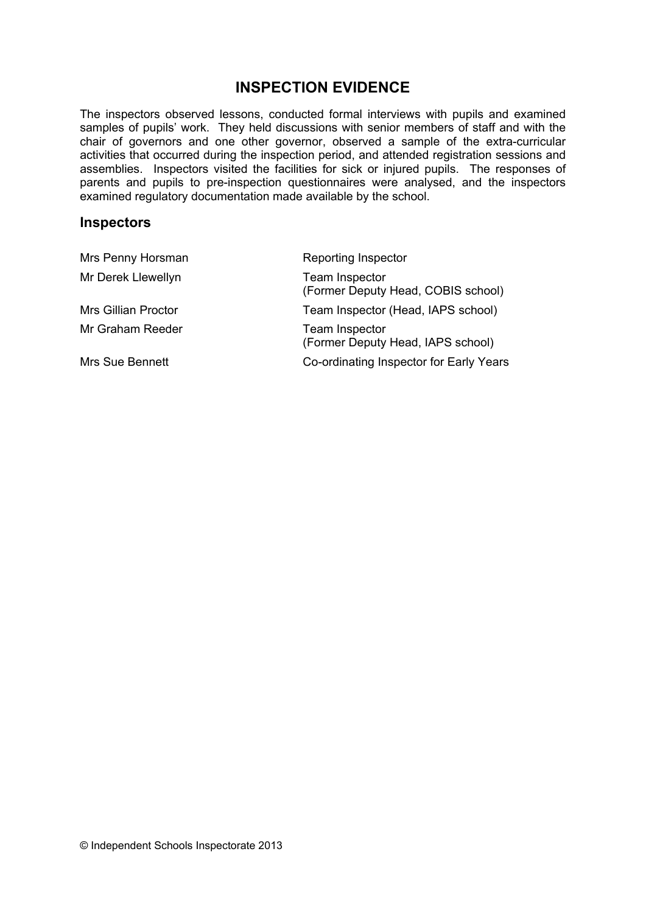# INSPECTION EVIDENCE

The inspectors observed lessons, conducted formal interviews with pupils and examined samples of pupils' work. They held discussions with senior members of staff and with the chair of governors and one other governor, observed a sample of the extra-curricular activities that occurred during the inspection period, and attended registration sessions and assemblies. Inspectors visited the facilities for sick or injured pupils. The responses of parents and pupils to pre-inspection questionnaires were analysed, and the inspectors examined regulatory documentation made available by the school.

## Inspectors

| | |
|---|---|
| Mrs Penny Horsman | Reporting Inspector |
| Mr Derek Llewellyn | Team Inspector (Former Deputy Head, COBIS school) |
| Mrs Gillian Proctor | Team Inspector (Head, IAPS school) |
| Mr Graham Reeder | Team Inspector (Former Deputy Head, IAPS school) |
| Mrs Sue Bennett | Co-ordinating Inspector for Early Years |

© Independent Schools Inspectorate 2013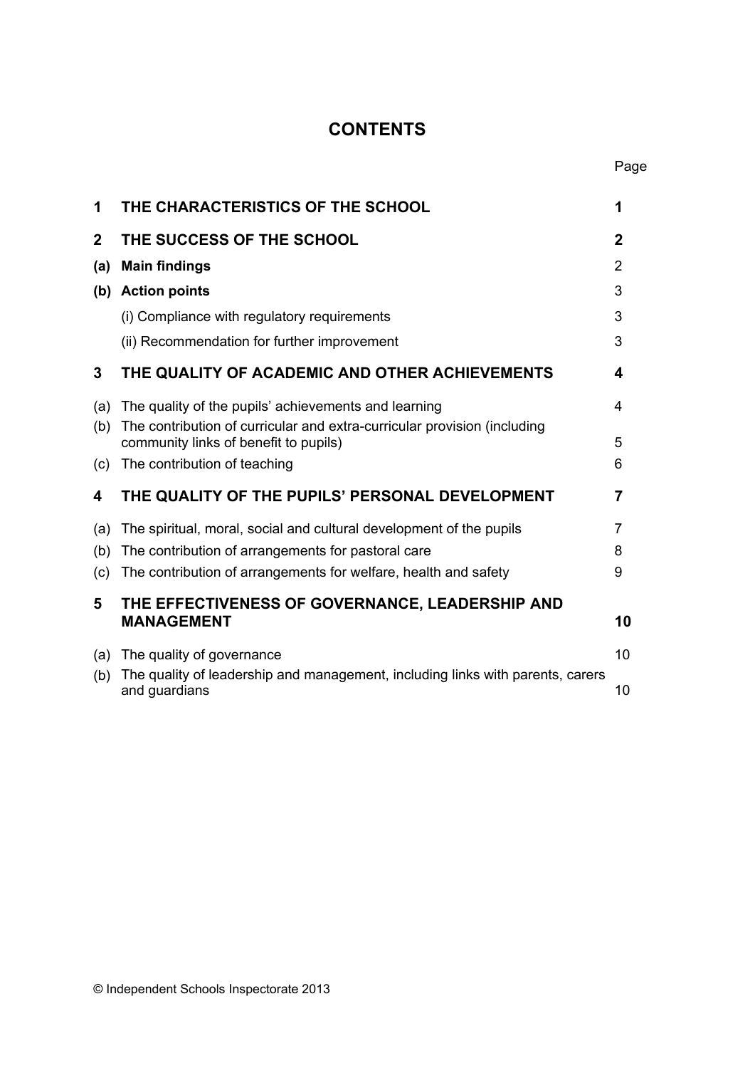# CONTENTS

| | | Page |
|---|---|---|
| **1** | **THE CHARACTERISTICS OF THE SCHOOL** | **1** |
| **2** | **THE SUCCESS OF THE SCHOOL** | **2** |
| **(a)** | **Main findings** | 2 |
| **(b)** | **Action points** | 3 |
| | (i) Compliance with regulatory requirements | 3 |
| | (ii) Recommendation for further improvement | 3 |
| **3** | **THE QUALITY OF ACADEMIC AND OTHER ACHIEVEMENTS** | **4** |
| (a) | The quality of the pupils' achievements and learning | 4 |
| (b) | The contribution of curricular and extra-curricular provision (including community links of benefit to pupils) | 5 |
| (c) | The contribution of teaching | 6 |
| **4** | **THE QUALITY OF THE PUPILS' PERSONAL DEVELOPMENT** | **7** |
| (a) | The spiritual, moral, social and cultural development of the pupils | 7 |
| (b) | The contribution of arrangements for pastoral care | 8 |
| (c) | The contribution of arrangements for welfare, health and safety | 9 |
| **5** | **THE EFFECTIVENESS OF GOVERNANCE, LEADERSHIP AND MANAGEMENT** | **10** |
| (a) | The quality of governance | 10 |
| (b) | The quality of leadership and management, including links with parents, carers and guardians | 10 |

© Independent Schools Inspectorate 2013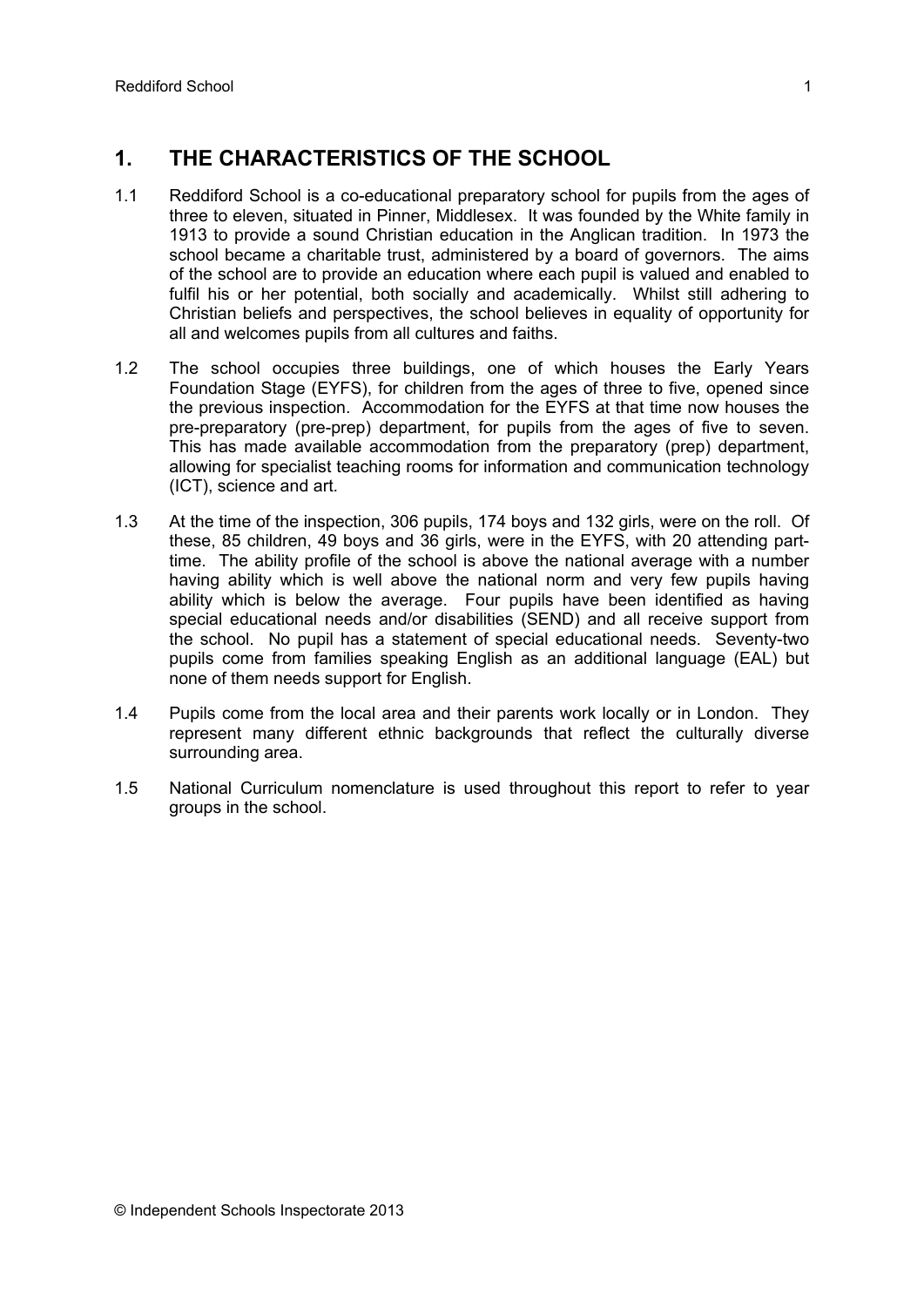## 1. THE CHARACTERISTICS OF THE SCHOOL

1.1 Reddiford School is a co-educational preparatory school for pupils from the ages of three to eleven, situated in Pinner, Middlesex. It was founded by the White family in 1913 to provide a sound Christian education in the Anglican tradition. In 1973 the school became a charitable trust, administered by a board of governors. The aims of the school are to provide an education where each pupil is valued and enabled to fulfil his or her potential, both socially and academically. Whilst still adhering to Christian beliefs and perspectives, the school believes in equality of opportunity for all and welcomes pupils from all cultures and faiths.

1.2 The school occupies three buildings, one of which houses the Early Years Foundation Stage (EYFS), for children from the ages of three to five, opened since the previous inspection. Accommodation for the EYFS at that time now houses the pre-preparatory (pre-prep) department, for pupils from the ages of five to seven. This has made available accommodation from the preparatory (prep) department, allowing for specialist teaching rooms for information and communication technology (ICT), science and art.

1.3 At the time of the inspection, 306 pupils, 174 boys and 132 girls, were on the roll. Of these, 85 children, 49 boys and 36 girls, were in the EYFS, with 20 attending part-time. The ability profile of the school is above the national average with a number having ability which is well above the national norm and very few pupils having ability which is below the average. Four pupils have been identified as having special educational needs and/or disabilities (SEND) and all receive support from the school. No pupil has a statement of special educational needs. Seventy-two pupils come from families speaking English as an additional language (EAL) but none of them needs support for English.

1.4 Pupils come from the local area and their parents work locally or in London. They represent many different ethnic backgrounds that reflect the culturally diverse surrounding area.

1.5 National Curriculum nomenclature is used throughout this report to refer to year groups in the school.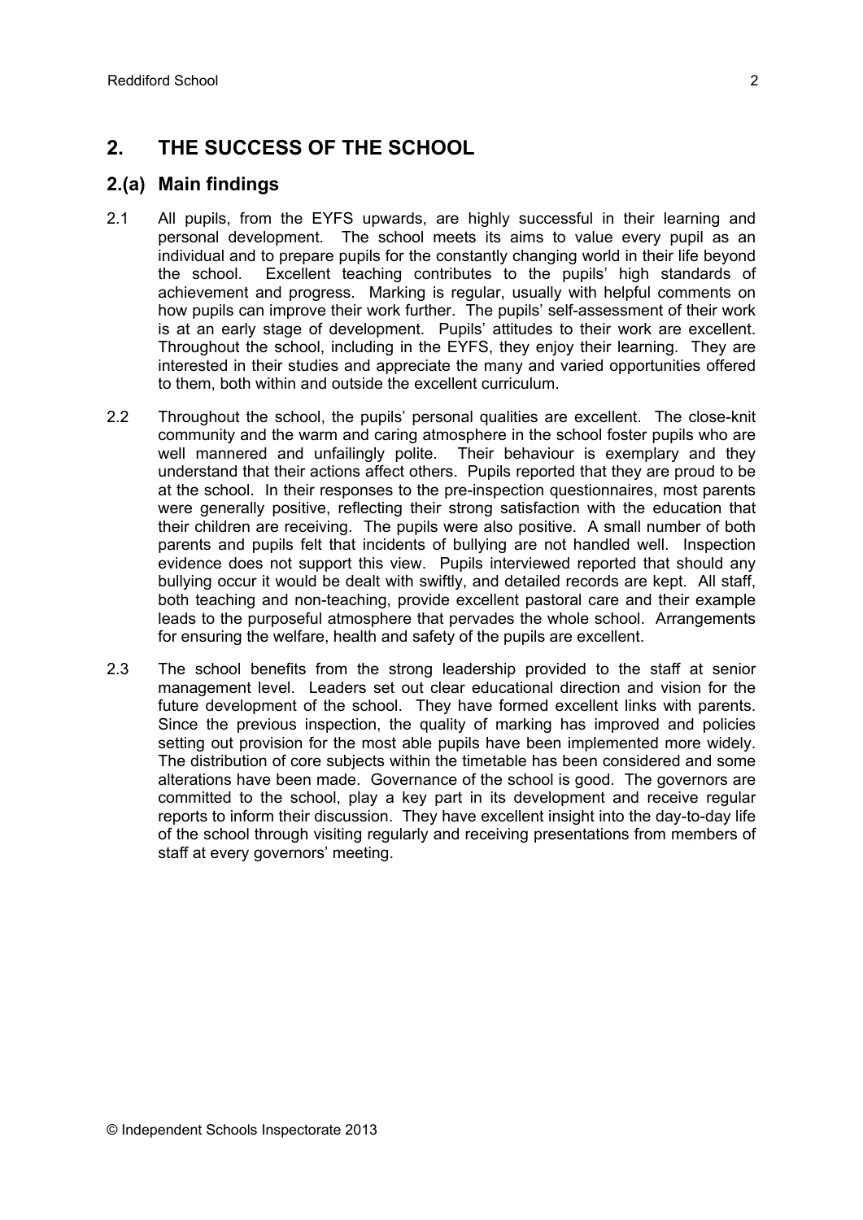## 2. THE SUCCESS OF THE SCHOOL

### 2.(a) Main findings

2.1 All pupils, from the EYFS upwards, are highly successful in their learning and personal development. The school meets its aims to value every pupil as an individual and to prepare pupils for the constantly changing world in their life beyond the school. Excellent teaching contributes to the pupils' high standards of achievement and progress. Marking is regular, usually with helpful comments on how pupils can improve their work further. The pupils' self-assessment of their work is at an early stage of development. Pupils' attitudes to their work are excellent. Throughout the school, including in the EYFS, they enjoy their learning. They are interested in their studies and appreciate the many and varied opportunities offered to them, both within and outside the excellent curriculum.

2.2 Throughout the school, the pupils' personal qualities are excellent. The close-knit community and the warm and caring atmosphere in the school foster pupils who are well mannered and unfailingly polite. Their behaviour is exemplary and they understand that their actions affect others. Pupils reported that they are proud to be at the school. In their responses to the pre-inspection questionnaires, most parents were generally positive, reflecting their strong satisfaction with the education that their children are receiving. The pupils were also positive. A small number of both parents and pupils felt that incidents of bullying are not handled well. Inspection evidence does not support this view. Pupils interviewed reported that should any bullying occur it would be dealt with swiftly, and detailed records are kept. All staff, both teaching and non-teaching, provide excellent pastoral care and their example leads to the purposeful atmosphere that pervades the whole school. Arrangements for ensuring the welfare, health and safety of the pupils are excellent.

2.3 The school benefits from the strong leadership provided to the staff at senior management level. Leaders set out clear educational direction and vision for the future development of the school. They have formed excellent links with parents. Since the previous inspection, the quality of marking has improved and policies setting out provision for the most able pupils have been implemented more widely. The distribution of core subjects within the timetable has been considered and some alterations have been made. Governance of the school is good. The governors are committed to the school, play a key part in its development and receive regular reports to inform their discussion. They have excellent insight into the day-to-day life of the school through visiting regularly and receiving presentations from members of staff at every governors' meeting.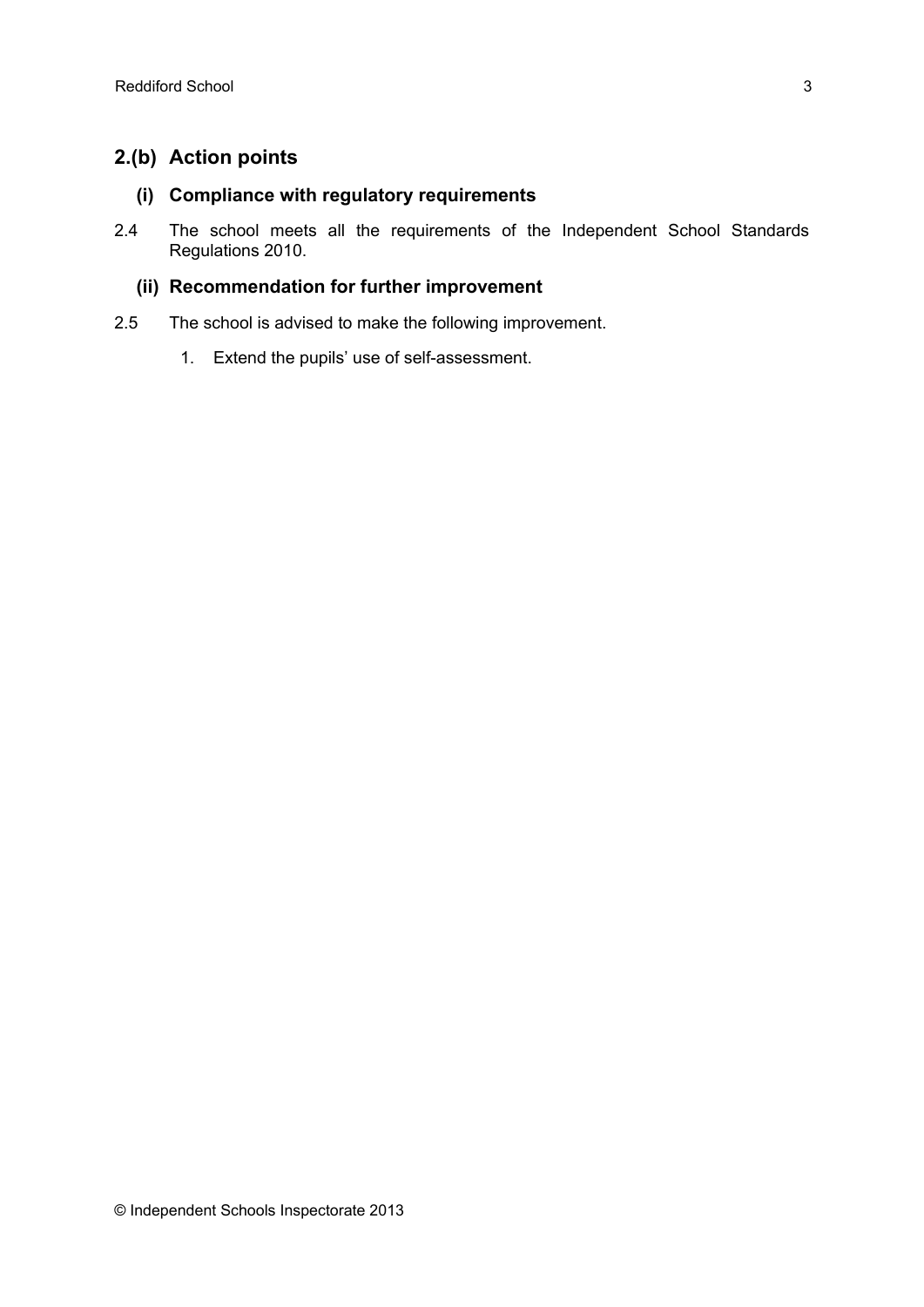## 2.(b) Action points

### (i) Compliance with regulatory requirements

2.4 The school meets all the requirements of the Independent School Standards Regulations 2010.

### (ii) Recommendation for further improvement

2.5 The school is advised to make the following improvement.

1. Extend the pupils' use of self-assessment.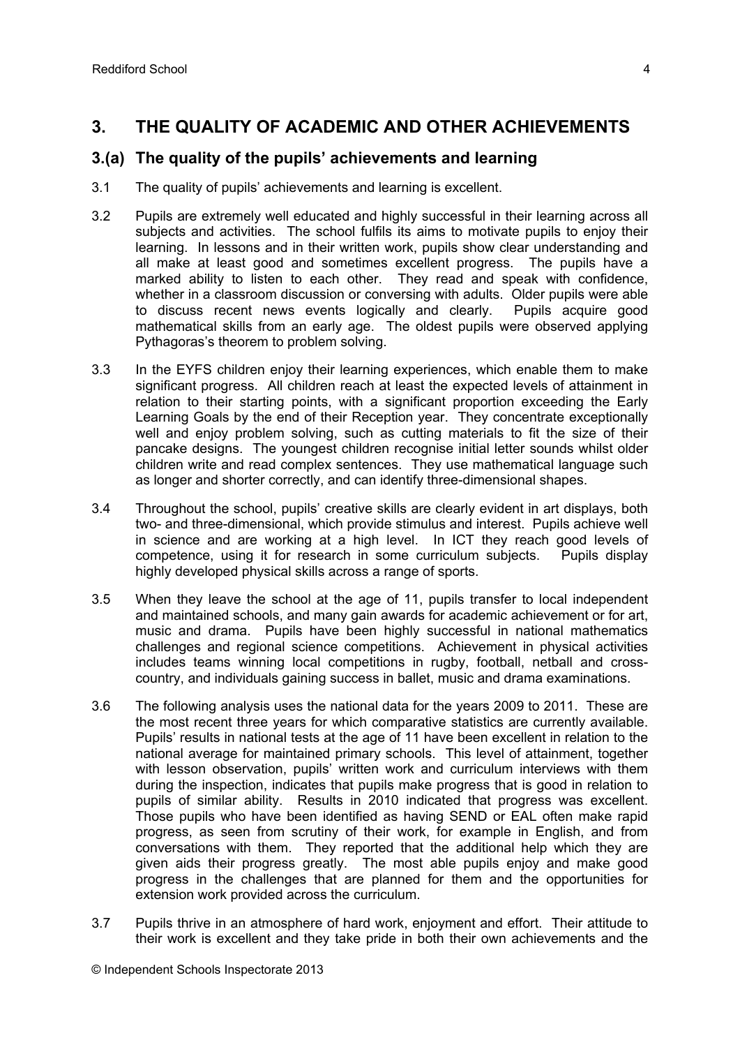## 3. THE QUALITY OF ACADEMIC AND OTHER ACHIEVEMENTS

### 3.(a) The quality of the pupils' achievements and learning

3.1 The quality of pupils' achievements and learning is excellent.

3.2 Pupils are extremely well educated and highly successful in their learning across all subjects and activities. The school fulfils its aims to motivate pupils to enjoy their learning. In lessons and in their written work, pupils show clear understanding and all make at least good and sometimes excellent progress. The pupils have a marked ability to listen to each other. They read and speak with confidence, whether in a classroom discussion or conversing with adults. Older pupils were able to discuss recent news events logically and clearly. Pupils acquire good mathematical skills from an early age. The oldest pupils were observed applying Pythagoras's theorem to problem solving.

3.3 In the EYFS children enjoy their learning experiences, which enable them to make significant progress. All children reach at least the expected levels of attainment in relation to their starting points, with a significant proportion exceeding the Early Learning Goals by the end of their Reception year. They concentrate exceptionally well and enjoy problem solving, such as cutting materials to fit the size of their pancake designs. The youngest children recognise initial letter sounds whilst older children write and read complex sentences. They use mathematical language such as longer and shorter correctly, and can identify three-dimensional shapes.

3.4 Throughout the school, pupils' creative skills are clearly evident in art displays, both two- and three-dimensional, which provide stimulus and interest. Pupils achieve well in science and are working at a high level. In ICT they reach good levels of competence, using it for research in some curriculum subjects. Pupils display highly developed physical skills across a range of sports.

3.5 When they leave the school at the age of 11, pupils transfer to local independent and maintained schools, and many gain awards for academic achievement or for art, music and drama. Pupils have been highly successful in national mathematics challenges and regional science competitions. Achievement in physical activities includes teams winning local competitions in rugby, football, netball and cross-country, and individuals gaining success in ballet, music and drama examinations.

3.6 The following analysis uses the national data for the years 2009 to 2011. These are the most recent three years for which comparative statistics are currently available. Pupils' results in national tests at the age of 11 have been excellent in relation to the national average for maintained primary schools. This level of attainment, together with lesson observation, pupils' written work and curriculum interviews with them during the inspection, indicates that pupils make progress that is good in relation to pupils of similar ability. Results in 2010 indicated that progress was excellent. Those pupils who have been identified as having SEND or EAL often make rapid progress, as seen from scrutiny of their work, for example in English, and from conversations with them. They reported that the additional help which they are given aids their progress greatly. The most able pupils enjoy and make good progress in the challenges that are planned for them and the opportunities for extension work provided across the curriculum.

3.7 Pupils thrive in an atmosphere of hard work, enjoyment and effort. Their attitude to their work is excellent and they take pride in both their own achievements and the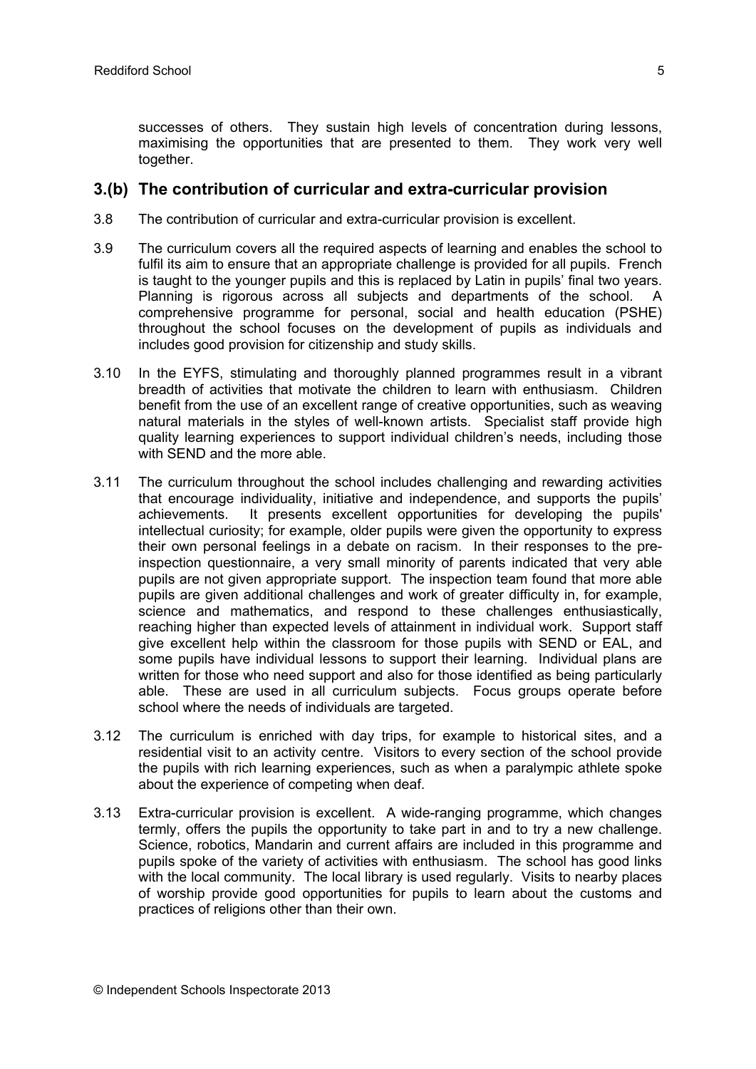successes of others. They sustain high levels of concentration during lessons, maximising the opportunities that are presented to them. They work very well together.

## 3.(b) The contribution of curricular and extra-curricular provision

3.8 The contribution of curricular and extra-curricular provision is excellent.

3.9 The curriculum covers all the required aspects of learning and enables the school to fulfil its aim to ensure that an appropriate challenge is provided for all pupils. French is taught to the younger pupils and this is replaced by Latin in pupils' final two years. Planning is rigorous across all subjects and departments of the school. A comprehensive programme for personal, social and health education (PSHE) throughout the school focuses on the development of pupils as individuals and includes good provision for citizenship and study skills.

3.10 In the EYFS, stimulating and thoroughly planned programmes result in a vibrant breadth of activities that motivate the children to learn with enthusiasm. Children benefit from the use of an excellent range of creative opportunities, such as weaving natural materials in the styles of well-known artists. Specialist staff provide high quality learning experiences to support individual children's needs, including those with SEND and the more able.

3.11 The curriculum throughout the school includes challenging and rewarding activities that encourage individuality, initiative and independence, and supports the pupils' achievements. It presents excellent opportunities for developing the pupils' intellectual curiosity; for example, older pupils were given the opportunity to express their own personal feelings in a debate on racism. In their responses to the pre-inspection questionnaire, a very small minority of parents indicated that very able pupils are not given appropriate support. The inspection team found that more able pupils are given additional challenges and work of greater difficulty in, for example, science and mathematics, and respond to these challenges enthusiastically, reaching higher than expected levels of attainment in individual work. Support staff give excellent help within the classroom for those pupils with SEND or EAL, and some pupils have individual lessons to support their learning. Individual plans are written for those who need support and also for those identified as being particularly able. These are used in all curriculum subjects. Focus groups operate before school where the needs of individuals are targeted.

3.12 The curriculum is enriched with day trips, for example to historical sites, and a residential visit to an activity centre. Visitors to every section of the school provide the pupils with rich learning experiences, such as when a paralympic athlete spoke about the experience of competing when deaf.

3.13 Extra-curricular provision is excellent. A wide-ranging programme, which changes termly, offers the pupils the opportunity to take part in and to try a new challenge. Science, robotics, Mandarin and current affairs are included in this programme and pupils spoke of the variety of activities with enthusiasm. The school has good links with the local community. The local library is used regularly. Visits to nearby places of worship provide good opportunities for pupils to learn about the customs and practices of religions other than their own.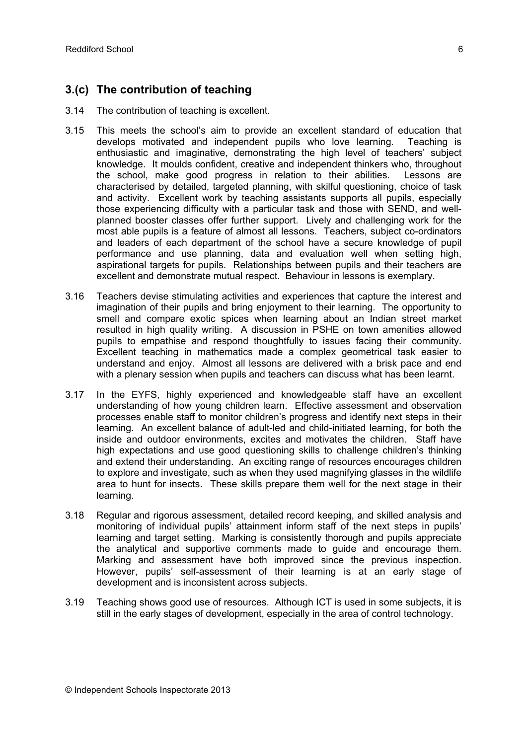## 3.(c) The contribution of teaching

3.14 The contribution of teaching is excellent.

3.15 This meets the school's aim to provide an excellent standard of education that develops motivated and independent pupils who love learning. Teaching is enthusiastic and imaginative, demonstrating the high level of teachers' subject knowledge. It moulds confident, creative and independent thinkers who, throughout the school, make good progress in relation to their abilities. Lessons are characterised by detailed, targeted planning, with skilful questioning, choice of task and activity. Excellent work by teaching assistants supports all pupils, especially those experiencing difficulty with a particular task and those with SEND, and well-planned booster classes offer further support. Lively and challenging work for the most able pupils is a feature of almost all lessons. Teachers, subject co-ordinators and leaders of each department of the school have a secure knowledge of pupil performance and use planning, data and evaluation well when setting high, aspirational targets for pupils. Relationships between pupils and their teachers are excellent and demonstrate mutual respect. Behaviour in lessons is exemplary.

3.16 Teachers devise stimulating activities and experiences that capture the interest and imagination of their pupils and bring enjoyment to their learning. The opportunity to smell and compare exotic spices when learning about an Indian street market resulted in high quality writing. A discussion in PSHE on town amenities allowed pupils to empathise and respond thoughtfully to issues facing their community. Excellent teaching in mathematics made a complex geometrical task easier to understand and enjoy. Almost all lessons are delivered with a brisk pace and end with a plenary session when pupils and teachers can discuss what has been learnt.

3.17 In the EYFS, highly experienced and knowledgeable staff have an excellent understanding of how young children learn. Effective assessment and observation processes enable staff to monitor children's progress and identify next steps in their learning. An excellent balance of adult-led and child-initiated learning, for both the inside and outdoor environments, excites and motivates the children. Staff have high expectations and use good questioning skills to challenge children's thinking and extend their understanding. An exciting range of resources encourages children to explore and investigate, such as when they used magnifying glasses in the wildlife area to hunt for insects. These skills prepare them well for the next stage in their learning.

3.18 Regular and rigorous assessment, detailed record keeping, and skilled analysis and monitoring of individual pupils' attainment inform staff of the next steps in pupils' learning and target setting. Marking is consistently thorough and pupils appreciate the analytical and supportive comments made to guide and encourage them. Marking and assessment have both improved since the previous inspection. However, pupils' self-assessment of their learning is at an early stage of development and is inconsistent across subjects.

3.19 Teaching shows good use of resources. Although ICT is used in some subjects, it is still in the early stages of development, especially in the area of control technology.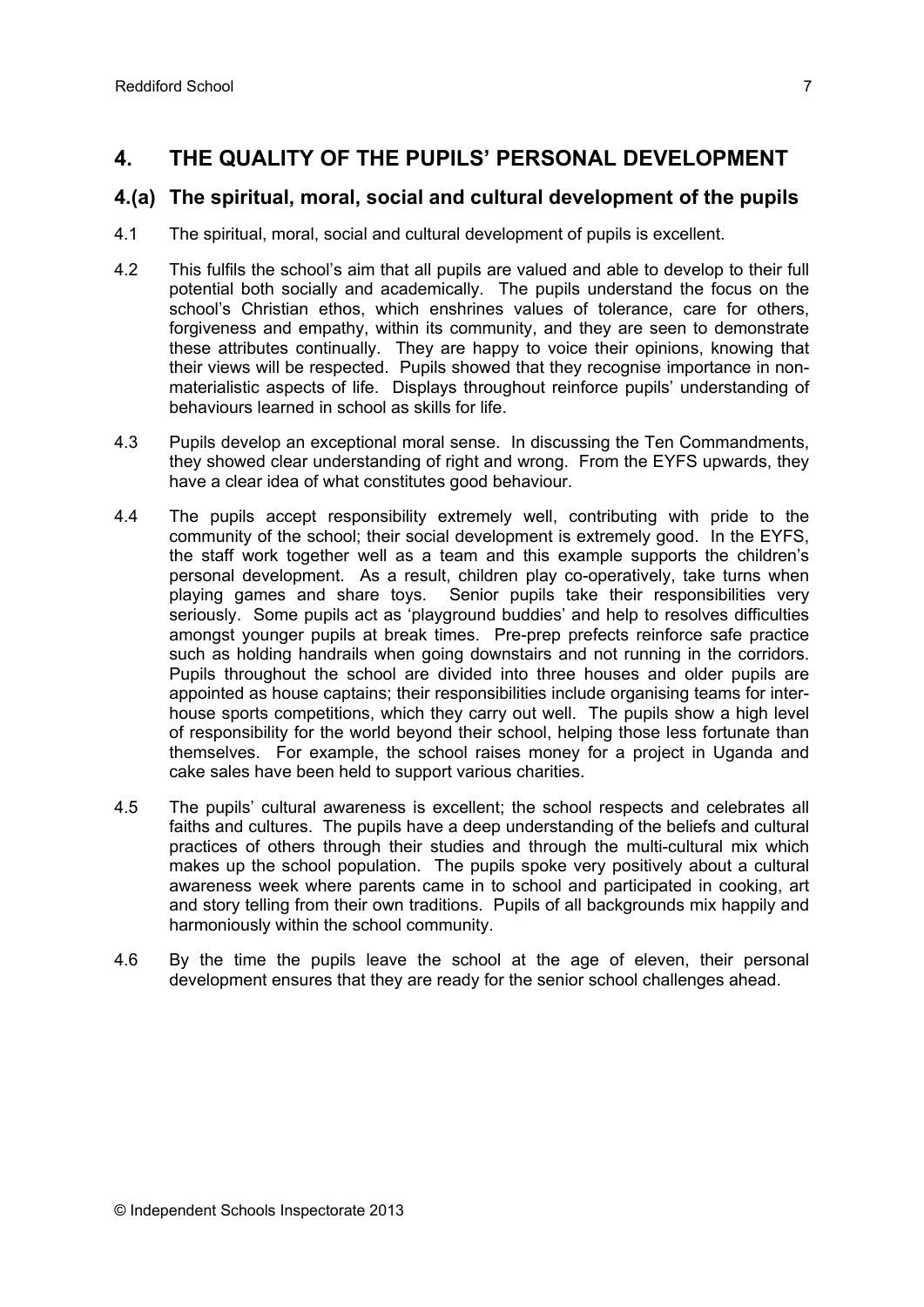## 4. THE QUALITY OF THE PUPILS' PERSONAL DEVELOPMENT

### 4.(a) The spiritual, moral, social and cultural development of the pupils

4.1 The spiritual, moral, social and cultural development of pupils is excellent.

4.2 This fulfils the school's aim that all pupils are valued and able to develop to their full potential both socially and academically. The pupils understand the focus on the school's Christian ethos, which enshrines values of tolerance, care for others, forgiveness and empathy, within its community, and they are seen to demonstrate these attributes continually. They are happy to voice their opinions, knowing that their views will be respected. Pupils showed that they recognise importance in non-materialistic aspects of life. Displays throughout reinforce pupils' understanding of behaviours learned in school as skills for life.

4.3 Pupils develop an exceptional moral sense. In discussing the Ten Commandments, they showed clear understanding of right and wrong. From the EYFS upwards, they have a clear idea of what constitutes good behaviour.

4.4 The pupils accept responsibility extremely well, contributing with pride to the community of the school; their social development is extremely good. In the EYFS, the staff work together well as a team and this example supports the children's personal development. As a result, children play co-operatively, take turns when playing games and share toys. Senior pupils take their responsibilities very seriously. Some pupils act as 'playground buddies' and help to resolves difficulties amongst younger pupils at break times. Pre-prep prefects reinforce safe practice such as holding handrails when going downstairs and not running in the corridors. Pupils throughout the school are divided into three houses and older pupils are appointed as house captains; their responsibilities include organising teams for inter-house sports competitions, which they carry out well. The pupils show a high level of responsibility for the world beyond their school, helping those less fortunate than themselves. For example, the school raises money for a project in Uganda and cake sales have been held to support various charities.

4.5 The pupils' cultural awareness is excellent; the school respects and celebrates all faiths and cultures. The pupils have a deep understanding of the beliefs and cultural practices of others through their studies and through the multi-cultural mix which makes up the school population. The pupils spoke very positively about a cultural awareness week where parents came in to school and participated in cooking, art and story telling from their own traditions. Pupils of all backgrounds mix happily and harmoniously within the school community.

4.6 By the time the pupils leave the school at the age of eleven, their personal development ensures that they are ready for the senior school challenges ahead.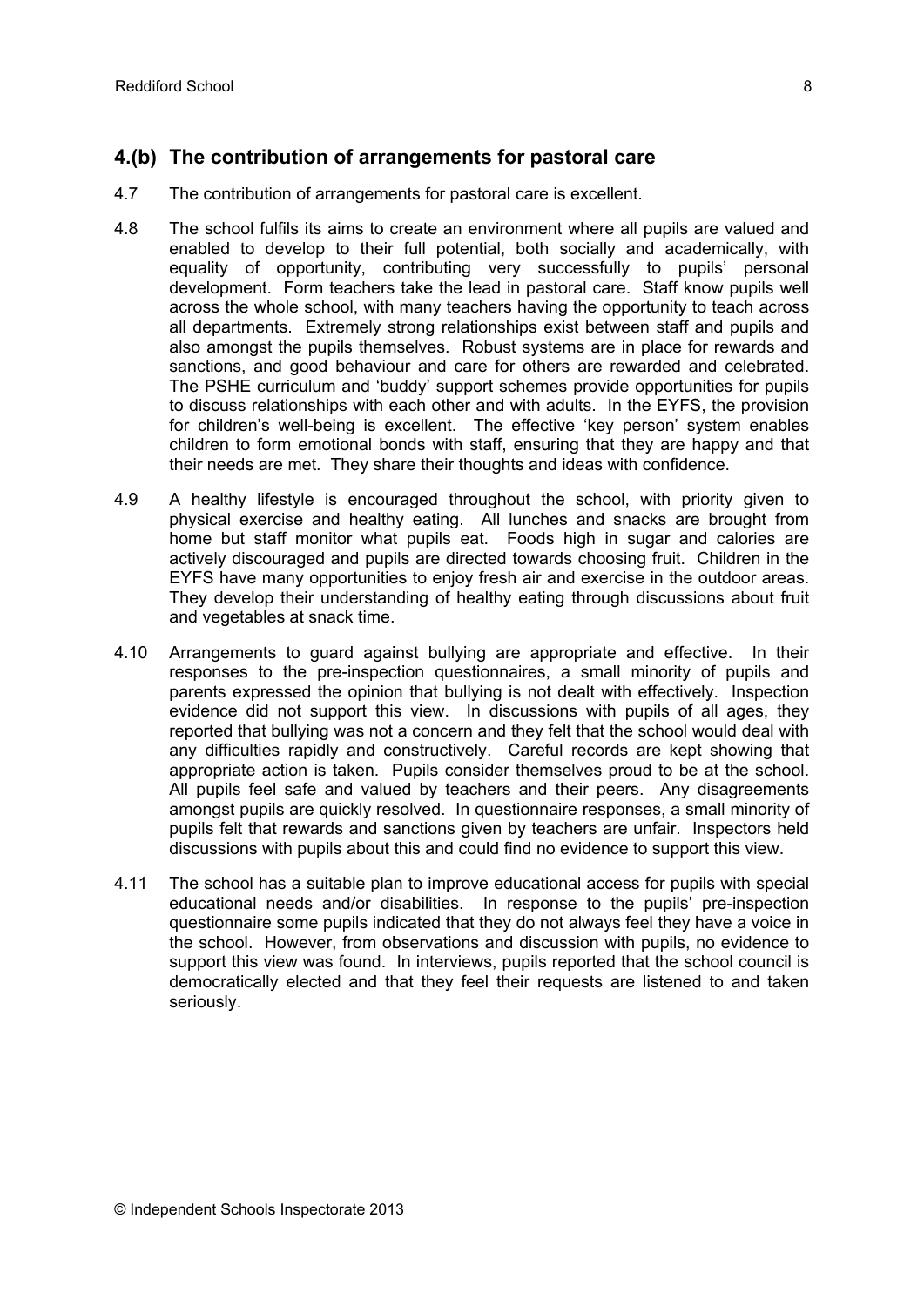## 4.(b) The contribution of arrangements for pastoral care

4.7 The contribution of arrangements for pastoral care is excellent.

4.8 The school fulfils its aims to create an environment where all pupils are valued and enabled to develop to their full potential, both socially and academically, with equality of opportunity, contributing very successfully to pupils' personal development. Form teachers take the lead in pastoral care. Staff know pupils well across the whole school, with many teachers having the opportunity to teach across all departments. Extremely strong relationships exist between staff and pupils and also amongst the pupils themselves. Robust systems are in place for rewards and sanctions, and good behaviour and care for others are rewarded and celebrated. The PSHE curriculum and 'buddy' support schemes provide opportunities for pupils to discuss relationships with each other and with adults. In the EYFS, the provision for children's well-being is excellent. The effective 'key person' system enables children to form emotional bonds with staff, ensuring that they are happy and that their needs are met. They share their thoughts and ideas with confidence.

4.9 A healthy lifestyle is encouraged throughout the school, with priority given to physical exercise and healthy eating. All lunches and snacks are brought from home but staff monitor what pupils eat. Foods high in sugar and calories are actively discouraged and pupils are directed towards choosing fruit. Children in the EYFS have many opportunities to enjoy fresh air and exercise in the outdoor areas. They develop their understanding of healthy eating through discussions about fruit and vegetables at snack time.

4.10 Arrangements to guard against bullying are appropriate and effective. In their responses to the pre-inspection questionnaires, a small minority of pupils and parents expressed the opinion that bullying is not dealt with effectively. Inspection evidence did not support this view. In discussions with pupils of all ages, they reported that bullying was not a concern and they felt that the school would deal with any difficulties rapidly and constructively. Careful records are kept showing that appropriate action is taken. Pupils consider themselves proud to be at the school. All pupils feel safe and valued by teachers and their peers. Any disagreements amongst pupils are quickly resolved. In questionnaire responses, a small minority of pupils felt that rewards and sanctions given by teachers are unfair. Inspectors held discussions with pupils about this and could find no evidence to support this view.

4.11 The school has a suitable plan to improve educational access for pupils with special educational needs and/or disabilities. In response to the pupils' pre-inspection questionnaire some pupils indicated that they do not always feel they have a voice in the school. However, from observations and discussion with pupils, no evidence to support this view was found. In interviews, pupils reported that the school council is democratically elected and that they feel their requests are listened to and taken seriously.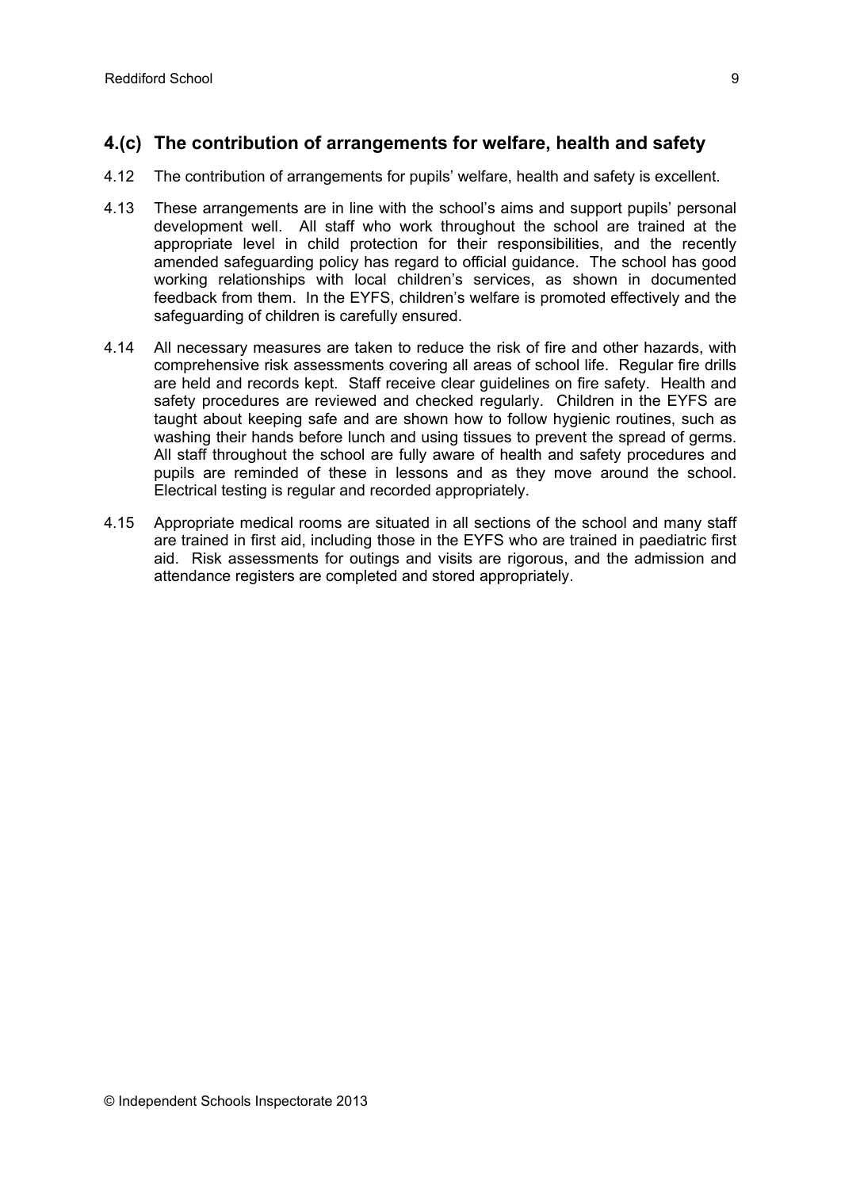## 4.(c) The contribution of arrangements for welfare, health and safety

4.12 The contribution of arrangements for pupils' welfare, health and safety is excellent.

4.13 These arrangements are in line with the school's aims and support pupils' personal development well. All staff who work throughout the school are trained at the appropriate level in child protection for their responsibilities, and the recently amended safeguarding policy has regard to official guidance. The school has good working relationships with local children's services, as shown in documented feedback from them. In the EYFS, children's welfare is promoted effectively and the safeguarding of children is carefully ensured.

4.14 All necessary measures are taken to reduce the risk of fire and other hazards, with comprehensive risk assessments covering all areas of school life. Regular fire drills are held and records kept. Staff receive clear guidelines on fire safety. Health and safety procedures are reviewed and checked regularly. Children in the EYFS are taught about keeping safe and are shown how to follow hygienic routines, such as washing their hands before lunch and using tissues to prevent the spread of germs. All staff throughout the school are fully aware of health and safety procedures and pupils are reminded of these in lessons and as they move around the school. Electrical testing is regular and recorded appropriately.

4.15 Appropriate medical rooms are situated in all sections of the school and many staff are trained in first aid, including those in the EYFS who are trained in paediatric first aid. Risk assessments for outings and visits are rigorous, and the admission and attendance registers are completed and stored appropriately.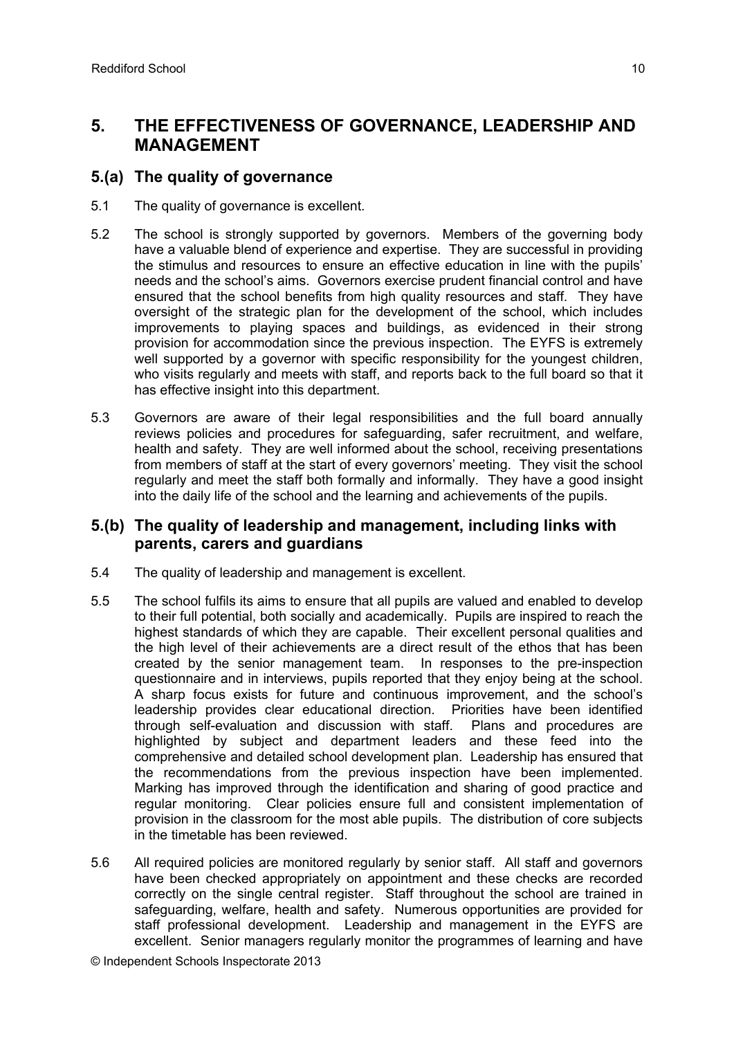## 5. THE EFFECTIVENESS OF GOVERNANCE, LEADERSHIP AND MANAGEMENT

### 5.(a) The quality of governance

5.1 The quality of governance is excellent.

5.2 The school is strongly supported by governors. Members of the governing body have a valuable blend of experience and expertise. They are successful in providing the stimulus and resources to ensure an effective education in line with the pupils' needs and the school's aims. Governors exercise prudent financial control and have ensured that the school benefits from high quality resources and staff. They have oversight of the strategic plan for the development of the school, which includes improvements to playing spaces and buildings, as evidenced in their strong provision for accommodation since the previous inspection. The EYFS is extremely well supported by a governor with specific responsibility for the youngest children, who visits regularly and meets with staff, and reports back to the full board so that it has effective insight into this department.

5.3 Governors are aware of their legal responsibilities and the full board annually reviews policies and procedures for safeguarding, safer recruitment, and welfare, health and safety. They are well informed about the school, receiving presentations from members of staff at the start of every governors' meeting. They visit the school regularly and meet the staff both formally and informally. They have a good insight into the daily life of the school and the learning and achievements of the pupils.

### 5.(b) The quality of leadership and management, including links with parents, carers and guardians

5.4 The quality of leadership and management is excellent.

5.5 The school fulfils its aims to ensure that all pupils are valued and enabled to develop to their full potential, both socially and academically. Pupils are inspired to reach the highest standards of which they are capable. Their excellent personal qualities and the high level of their achievements are a direct result of the ethos that has been created by the senior management team. In responses to the pre-inspection questionnaire and in interviews, pupils reported that they enjoy being at the school. A sharp focus exists for future and continuous improvement, and the school's leadership provides clear educational direction. Priorities have been identified through self-evaluation and discussion with staff. Plans and procedures are highlighted by subject and department leaders and these feed into the comprehensive and detailed school development plan. Leadership has ensured that the recommendations from the previous inspection have been implemented. Marking has improved through the identification and sharing of good practice and regular monitoring. Clear policies ensure full and consistent implementation of provision in the classroom for the most able pupils. The distribution of core subjects in the timetable has been reviewed.

5.6 All required policies are monitored regularly by senior staff. All staff and governors have been checked appropriately on appointment and these checks are recorded correctly on the single central register. Staff throughout the school are trained in safeguarding, welfare, health and safety. Numerous opportunities are provided for staff professional development. Leadership and management in the EYFS are excellent. Senior managers regularly monitor the programmes of learning and have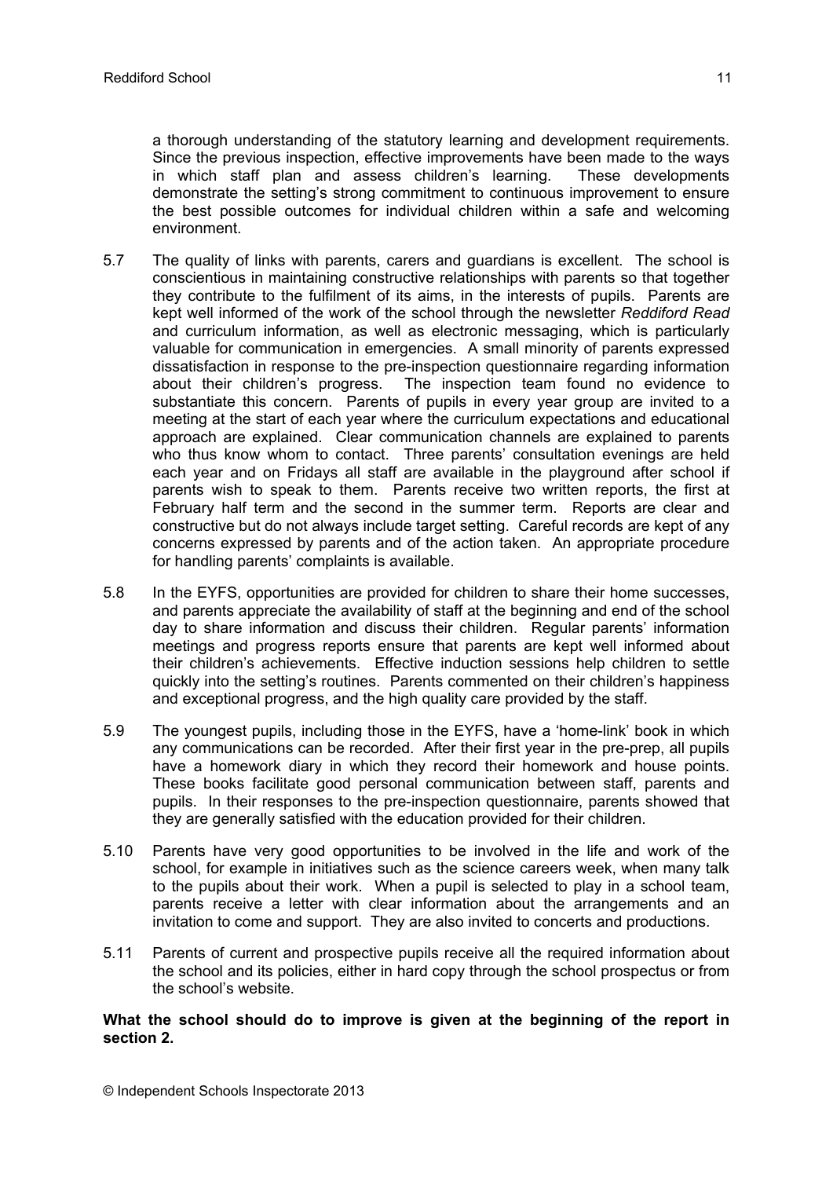a thorough understanding of the statutory learning and development requirements. Since the previous inspection, effective improvements have been made to the ways in which staff plan and assess children's learning. These developments demonstrate the setting's strong commitment to continuous improvement to ensure the best possible outcomes for individual children within a safe and welcoming environment.

5.7 The quality of links with parents, carers and guardians is excellent. The school is conscientious in maintaining constructive relationships with parents so that together they contribute to the fulfilment of its aims, in the interests of pupils. Parents are kept well informed of the work of the school through the newsletter *Reddiford Read* and curriculum information, as well as electronic messaging, which is particularly valuable for communication in emergencies. A small minority of parents expressed dissatisfaction in response to the pre-inspection questionnaire regarding information about their children's progress. The inspection team found no evidence to substantiate this concern. Parents of pupils in every year group are invited to a meeting at the start of each year where the curriculum expectations and educational approach are explained. Clear communication channels are explained to parents who thus know whom to contact. Three parents' consultation evenings are held each year and on Fridays all staff are available in the playground after school if parents wish to speak to them. Parents receive two written reports, the first at February half term and the second in the summer term. Reports are clear and constructive but do not always include target setting. Careful records are kept of any concerns expressed by parents and of the action taken. An appropriate procedure for handling parents' complaints is available.

5.8 In the EYFS, opportunities are provided for children to share their home successes, and parents appreciate the availability of staff at the beginning and end of the school day to share information and discuss their children. Regular parents' information meetings and progress reports ensure that parents are kept well informed about their children's achievements. Effective induction sessions help children to settle quickly into the setting's routines. Parents commented on their children's happiness and exceptional progress, and the high quality care provided by the staff.

5.9 The youngest pupils, including those in the EYFS, have a 'home-link' book in which any communications can be recorded. After their first year in the pre-prep, all pupils have a homework diary in which they record their homework and house points. These books facilitate good personal communication between staff, parents and pupils. In their responses to the pre-inspection questionnaire, parents showed that they are generally satisfied with the education provided for their children.

5.10 Parents have very good opportunities to be involved in the life and work of the school, for example in initiatives such as the science careers week, when many talk to the pupils about their work. When a pupil is selected to play in a school team, parents receive a letter with clear information about the arrangements and an invitation to come and support. They are also invited to concerts and productions.

5.11 Parents of current and prospective pupils receive all the required information about the school and its policies, either in hard copy through the school prospectus or from the school's website.

**What the school should do to improve is given at the beginning of the report in section 2.**

© Independent Schools Inspectorate 2013